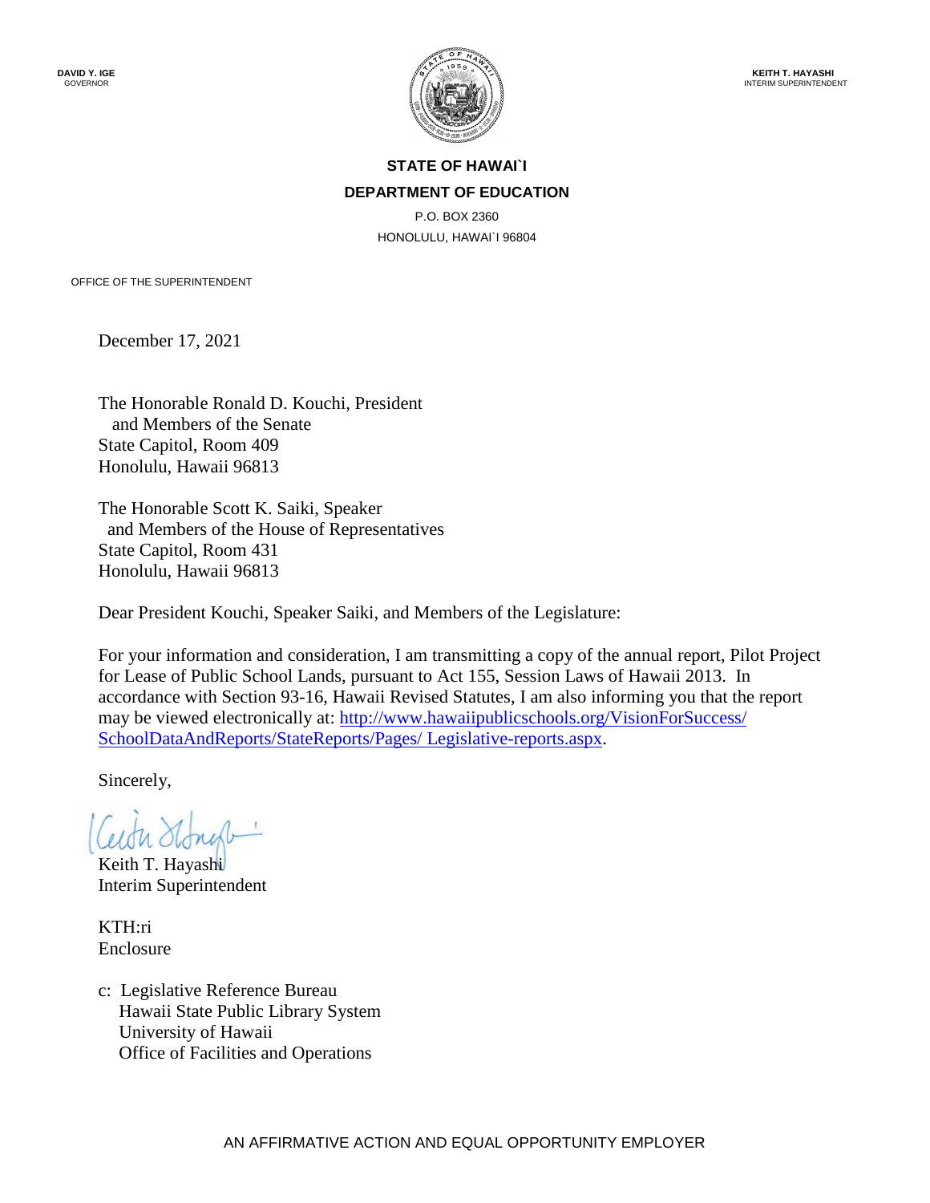**DAVID Y. IGE**
GOVERNOR

**KEITH T. HAYASHI**
INTERIM SUPERINTENDENT

**STATE OF HAWAI`I**

**DEPARTMENT OF EDUCATION**

P.O. BOX 2360
HONOLULU, HAWAI`I 96804

OFFICE OF THE SUPERINTENDENT

December 17, 2021

The Honorable Ronald D. Kouchi, President
and Members of the Senate
State Capitol, Room 409
Honolulu, Hawaii 96813

The Honorable Scott K. Saiki, Speaker
and Members of the House of Representatives
State Capitol, Room 431
Honolulu, Hawaii 96813

Dear President Kouchi, Speaker Saiki, and Members of the Legislature:

For your information and consideration, I am transmitting a copy of the annual report, Pilot Project for Lease of Public School Lands, pursuant to Act 155, Session Laws of Hawaii 2013. In accordance with Section 93-16, Hawaii Revised Statutes, I am also informing you that the report may be viewed electronically at: [http://www.hawaiipublicschools.org/VisionForSuccess/SchoolDataAndReports/StateReports/Pages/ Legislative-reports.aspx](http://www.hawaiipublicschools.org/VisionForSuccess/SchoolDataAndReports/StateReports/Pages/Legislative-reports.aspx).

Sincerely,

Keith T. Hayashi
Interim Superintendent

KTH:ri
Enclosure

c: Legislative Reference Bureau
Hawaii State Public Library System
University of Hawaii
Office of Facilities and Operations

AN AFFIRMATIVE ACTION AND EQUAL OPPORTUNITY EMPLOYER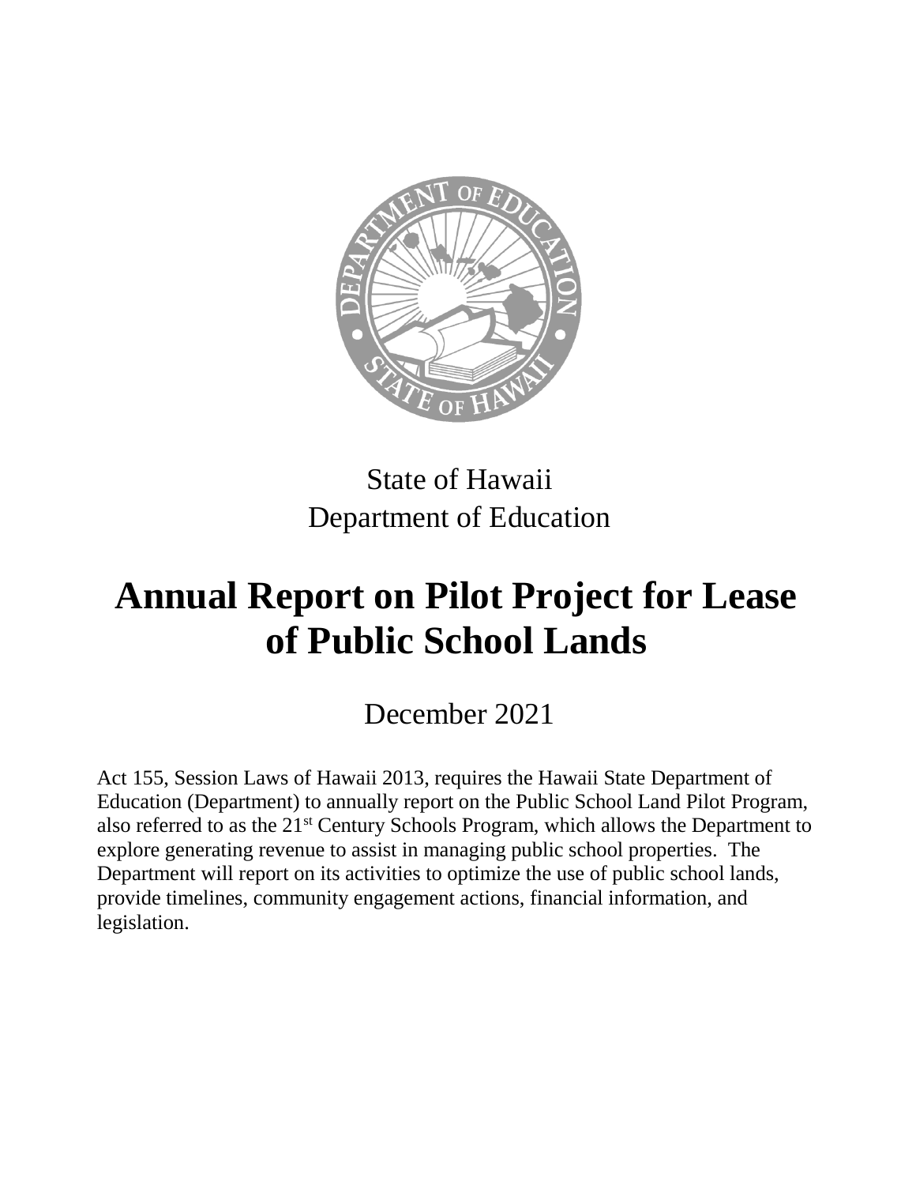State of Hawaii
Department of Education

# Annual Report on Pilot Project for Lease of Public School Lands

December 2021

Act 155, Session Laws of Hawaii 2013, requires the Hawaii State Department of Education (Department) to annually report on the Public School Land Pilot Program, also referred to as the 21st Century Schools Program, which allows the Department to explore generating revenue to assist in managing public school properties. The Department will report on its activities to optimize the use of public school lands, provide timelines, community engagement actions, financial information, and legislation.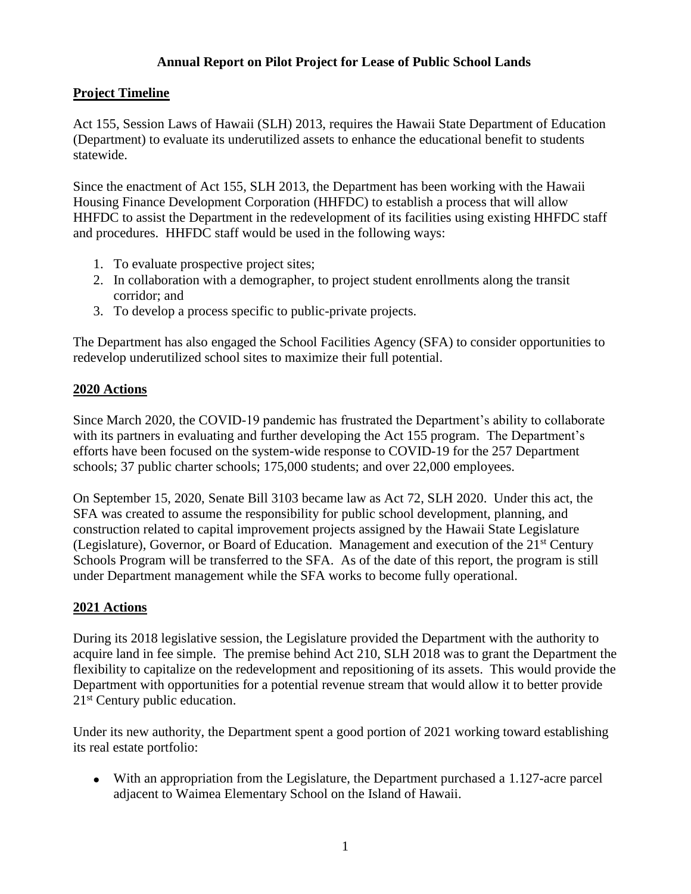**Annual Report on Pilot Project for Lease of Public School Lands**

## Project Timeline

Act 155, Session Laws of Hawaii (SLH) 2013, requires the Hawaii State Department of Education (Department) to evaluate its underutilized assets to enhance the educational benefit to students statewide.

Since the enactment of Act 155, SLH 2013, the Department has been working with the Hawaii Housing Finance Development Corporation (HHFDC) to establish a process that will allow HHFDC to assist the Department in the redevelopment of its facilities using existing HHFDC staff and procedures. HHFDC staff would be used in the following ways:

1. To evaluate prospective project sites;
2. In collaboration with a demographer, to project student enrollments along the transit corridor; and
3. To develop a process specific to public-private projects.

The Department has also engaged the School Facilities Agency (SFA) to consider opportunities to redevelop underutilized school sites to maximize their full potential.

## 2020 Actions

Since March 2020, the COVID-19 pandemic has frustrated the Department's ability to collaborate with its partners in evaluating and further developing the Act 155 program. The Department's efforts have been focused on the system-wide response to COVID-19 for the 257 Department schools; 37 public charter schools; 175,000 students; and over 22,000 employees.

On September 15, 2020, Senate Bill 3103 became law as Act 72, SLH 2020. Under this act, the SFA was created to assume the responsibility for public school development, planning, and construction related to capital improvement projects assigned by the Hawaii State Legislature (Legislature), Governor, or Board of Education. Management and execution of the 21st Century Schools Program will be transferred to the SFA. As of the date of this report, the program is still under Department management while the SFA works to become fully operational.

## 2021 Actions

During its 2018 legislative session, the Legislature provided the Department with the authority to acquire land in fee simple. The premise behind Act 210, SLH 2018 was to grant the Department the flexibility to capitalize on the redevelopment and repositioning of its assets. This would provide the Department with opportunities for a potential revenue stream that would allow it to better provide 21st Century public education.

Under its new authority, the Department spent a good portion of 2021 working toward establishing its real estate portfolio:

- With an appropriation from the Legislature, the Department purchased a 1.127-acre parcel adjacent to Waimea Elementary School on the Island of Hawaii.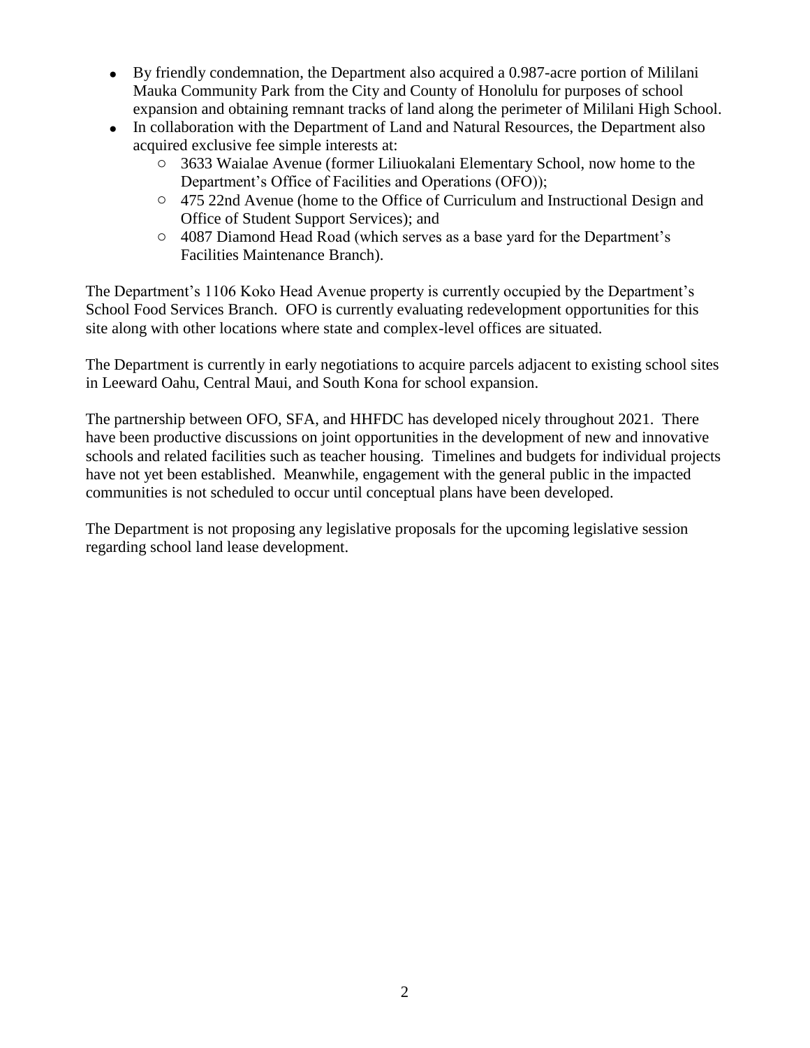- By friendly condemnation, the Department also acquired a 0.987-acre portion of Mililani Mauka Community Park from the City and County of Honolulu for purposes of school expansion and obtaining remnant tracks of land along the perimeter of Mililani High School.
- In collaboration with the Department of Land and Natural Resources, the Department also acquired exclusive fee simple interests at:
    - 3633 Waialae Avenue (former Liliuokalani Elementary School, now home to the Department's Office of Facilities and Operations (OFO));
    - 475 22nd Avenue (home to the Office of Curriculum and Instructional Design and Office of Student Support Services); and
    - 4087 Diamond Head Road (which serves as a base yard for the Department's Facilities Maintenance Branch).

The Department's 1106 Koko Head Avenue property is currently occupied by the Department's School Food Services Branch. OFO is currently evaluating redevelopment opportunities for this site along with other locations where state and complex-level offices are situated.

The Department is currently in early negotiations to acquire parcels adjacent to existing school sites in Leeward Oahu, Central Maui, and South Kona for school expansion.

The partnership between OFO, SFA, and HHFDC has developed nicely throughout 2021. There have been productive discussions on joint opportunities in the development of new and innovative schools and related facilities such as teacher housing. Timelines and budgets for individual projects have not yet been established. Meanwhile, engagement with the general public in the impacted communities is not scheduled to occur until conceptual plans have been developed.

The Department is not proposing any legislative proposals for the upcoming legislative session regarding school land lease development.